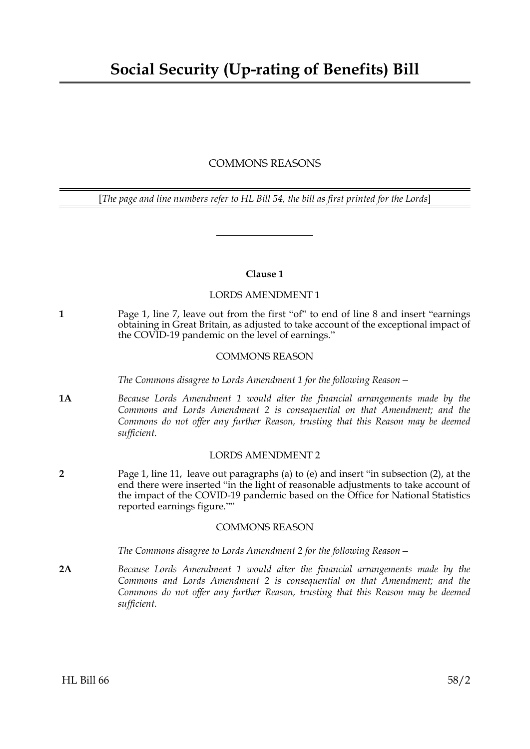# Social Security (Up-rating of Benefits) Bill

COMMONS REASONS

[*The page and line numbers refer to HL Bill 54, the bill as first printed for the Lords*]

---

**Clause 1**

LORDS AMENDMENT 1

**1** Page 1, line 7, leave out from the first "of" to end of line 8 and insert "earnings obtaining in Great Britain, as adjusted to take account of the exceptional impact of the COVID-19 pandemic on the level of earnings."

COMMONS REASON

*The Commons disagree to Lords Amendment 1 for the following Reason—*

**1A** *Because Lords Amendment 1 would alter the financial arrangements made by the Commons and Lords Amendment 2 is consequential on that Amendment; and the Commons do not offer any further Reason, trusting that this Reason may be deemed sufficient.*

LORDS AMENDMENT 2

**2** Page 1, line 11, leave out paragraphs (a) to (e) and insert "in subsection (2), at the end there were inserted "in the light of reasonable adjustments to take account of the impact of the COVID-19 pandemic based on the Office for National Statistics reported earnings figure.""

COMMONS REASON

*The Commons disagree to Lords Amendment 2 for the following Reason—*

**2A** *Because Lords Amendment 1 would alter the financial arrangements made by the Commons and Lords Amendment 2 is consequential on that Amendment; and the Commons do not offer any further Reason, trusting that this Reason may be deemed sufficient.*

HL Bill 66 58/2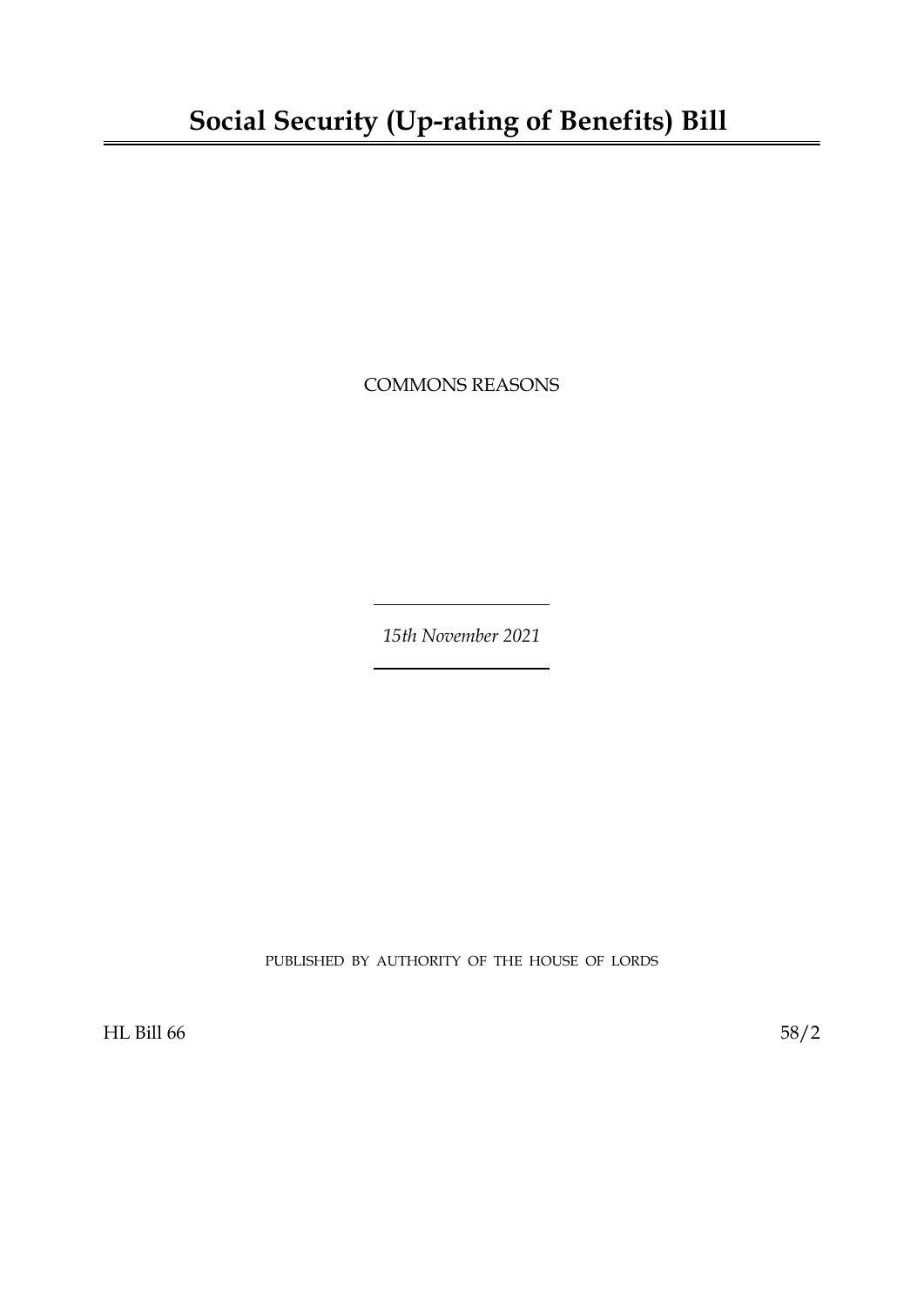# Social Security (Up-rating of Benefits) Bill

COMMONS REASONS

---

*15th November 2021*

---

PUBLISHED BY AUTHORITY OF THE HOUSE OF LORDS

HL Bill 66 58/2